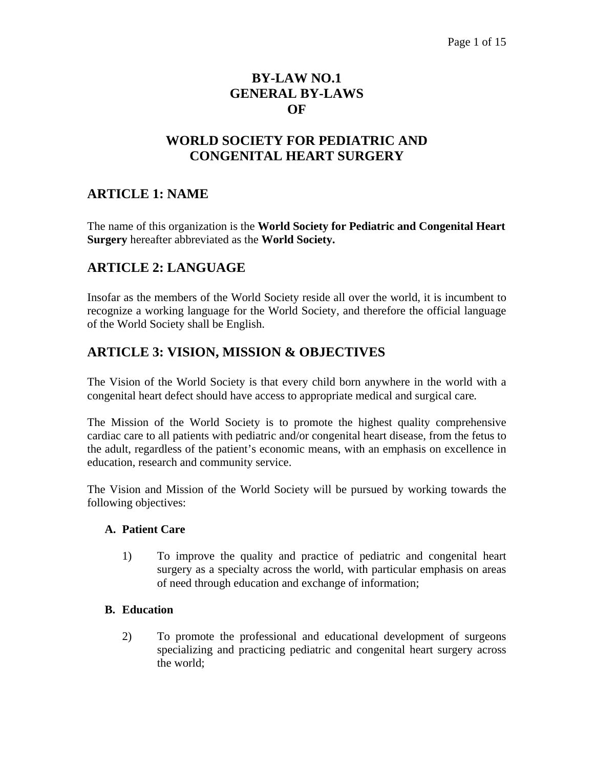# BY-LAW NO.1
# GENERAL BY-LAWS
# OF

# WORLD SOCIETY FOR PEDIATRIC AND CONGENITAL HEART SURGERY

## ARTICLE 1: NAME

The name of this organization is the **World Society for Pediatric and Congenital Heart Surgery** hereafter abbreviated as the **World Society.**

## ARTICLE 2: LANGUAGE

Insofar as the members of the World Society reside all over the world, it is incumbent to recognize a working language for the World Society, and therefore the official language of the World Society shall be English.

## ARTICLE 3: VISION, MISSION & OBJECTIVES

The Vision of the World Society is that every child born anywhere in the world with a congenital heart defect should have access to appropriate medical and surgical care.

The Mission of the World Society is to promote the highest quality comprehensive cardiac care to all patients with pediatric and/or congenital heart disease, from the fetus to the adult, regardless of the patient's economic means, with an emphasis on excellence in education, research and community service.

The Vision and Mission of the World Society will be pursued by working towards the following objectives:

### A. Patient Care

1) To improve the quality and practice of pediatric and congenital heart surgery as a specialty across the world, with particular emphasis on areas of need through education and exchange of information;

### B. Education

2) To promote the professional and educational development of surgeons specializing and practicing pediatric and congenital heart surgery across the world;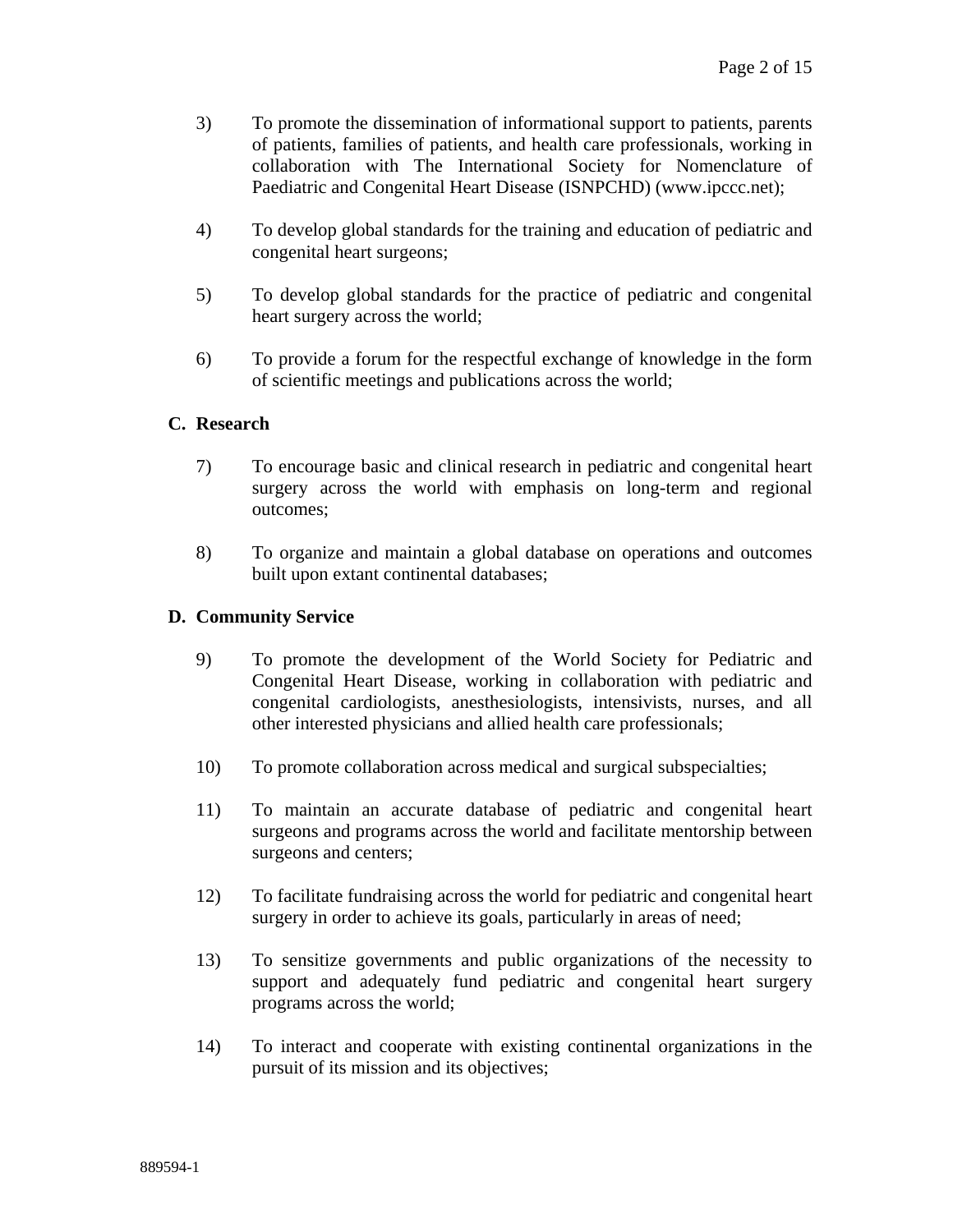3) To promote the dissemination of informational support to patients, parents of patients, families of patients, and health care professionals, working in collaboration with The International Society for Nomenclature of Paediatric and Congenital Heart Disease (ISNPCHD) (www.ipccc.net);

4) To develop global standards for the training and education of pediatric and congenital heart surgeons;

5) To develop global standards for the practice of pediatric and congenital heart surgery across the world;

6) To provide a forum for the respectful exchange of knowledge in the form of scientific meetings and publications across the world;

**C. Research**

7) To encourage basic and clinical research in pediatric and congenital heart surgery across the world with emphasis on long-term and regional outcomes;

8) To organize and maintain a global database on operations and outcomes built upon extant continental databases;

**D. Community Service**

9) To promote the development of the World Society for Pediatric and Congenital Heart Disease, working in collaboration with pediatric and congenital cardiologists, anesthesiologists, intensivists, nurses, and all other interested physicians and allied health care professionals;

10) To promote collaboration across medical and surgical subspecialties;

11) To maintain an accurate database of pediatric and congenital heart surgeons and programs across the world and facilitate mentorship between surgeons and centers;

12) To facilitate fundraising across the world for pediatric and congenital heart surgery in order to achieve its goals, particularly in areas of need;

13) To sensitize governments and public organizations of the necessity to support and adequately fund pediatric and congenital heart surgery programs across the world;

14) To interact and cooperate with existing continental organizations in the pursuit of its mission and its objectives;

889594-1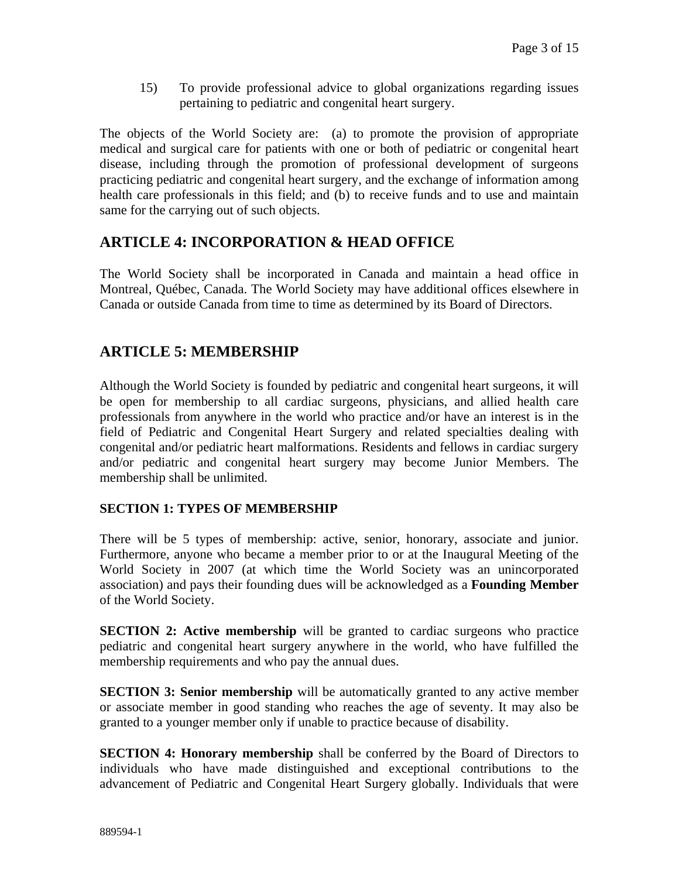15) To provide professional advice to global organizations regarding issues pertaining to pediatric and congenital heart surgery.

The objects of the World Society are: (a) to promote the provision of appropriate medical and surgical care for patients with one or both of pediatric or congenital heart disease, including through the promotion of professional development of surgeons practicing pediatric and congenital heart surgery, and the exchange of information among health care professionals in this field; and (b) to receive funds and to use and maintain same for the carrying out of such objects.

## ARTICLE 4: INCORPORATION & HEAD OFFICE

The World Society shall be incorporated in Canada and maintain a head office in Montreal, Québec, Canada. The World Society may have additional offices elsewhere in Canada or outside Canada from time to time as determined by its Board of Directors.

## ARTICLE 5: MEMBERSHIP

Although the World Society is founded by pediatric and congenital heart surgeons, it will be open for membership to all cardiac surgeons, physicians, and allied health care professionals from anywhere in the world who practice and/or have an interest is in the field of Pediatric and Congenital Heart Surgery and related specialties dealing with congenital and/or pediatric heart malformations. Residents and fellows in cardiac surgery and/or pediatric and congenital heart surgery may become Junior Members. The membership shall be unlimited.

### SECTION 1: TYPES OF MEMBERSHIP

There will be 5 types of membership: active, senior, honorary, associate and junior. Furthermore, anyone who became a member prior to or at the Inaugural Meeting of the World Society in 2007 (at which time the World Society was an unincorporated association) and pays their founding dues will be acknowledged as a **Founding Member** of the World Society.

**SECTION 2: Active membership** will be granted to cardiac surgeons who practice pediatric and congenital heart surgery anywhere in the world, who have fulfilled the membership requirements and who pay the annual dues.

**SECTION 3: Senior membership** will be automatically granted to any active member or associate member in good standing who reaches the age of seventy. It may also be granted to a younger member only if unable to practice because of disability.

**SECTION 4: Honorary membership** shall be conferred by the Board of Directors to individuals who have made distinguished and exceptional contributions to the advancement of Pediatric and Congenital Heart Surgery globally. Individuals that were

889594-1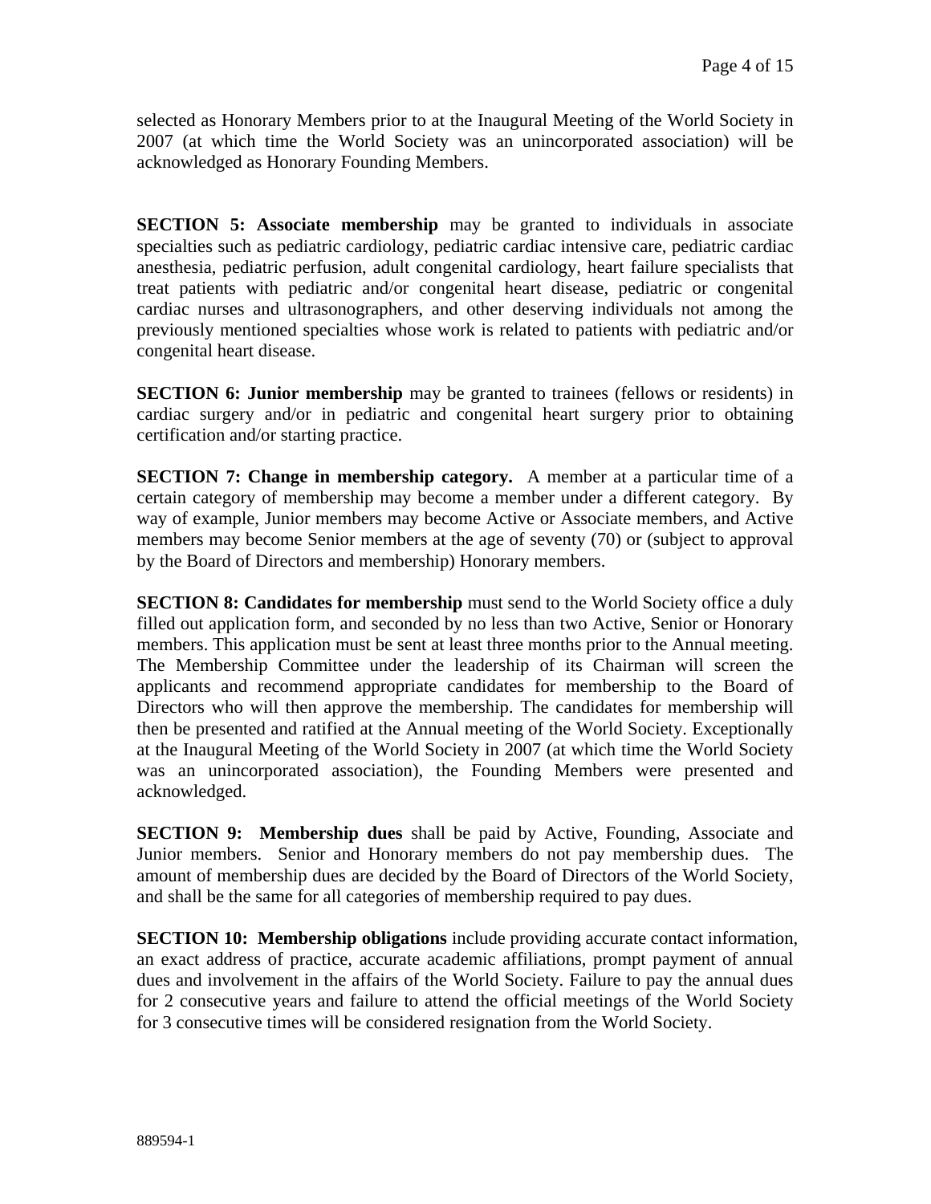selected as Honorary Members prior to at the Inaugural Meeting of the World Society in 2007 (at which time the World Society was an unincorporated association) will be acknowledged as Honorary Founding Members.

**SECTION 5: Associate membership** may be granted to individuals in associate specialties such as pediatric cardiology, pediatric cardiac intensive care, pediatric cardiac anesthesia, pediatric perfusion, adult congenital cardiology, heart failure specialists that treat patients with pediatric and/or congenital heart disease, pediatric or congenital cardiac nurses and ultrasonographers, and other deserving individuals not among the previously mentioned specialties whose work is related to patients with pediatric and/or congenital heart disease.

**SECTION 6: Junior membership** may be granted to trainees (fellows or residents) in cardiac surgery and/or in pediatric and congenital heart surgery prior to obtaining certification and/or starting practice.

**SECTION 7: Change in membership category.** A member at a particular time of a certain category of membership may become a member under a different category. By way of example, Junior members may become Active or Associate members, and Active members may become Senior members at the age of seventy (70) or (subject to approval by the Board of Directors and membership) Honorary members.

**SECTION 8: Candidates for membership** must send to the World Society office a duly filled out application form, and seconded by no less than two Active, Senior or Honorary members. This application must be sent at least three months prior to the Annual meeting. The Membership Committee under the leadership of its Chairman will screen the applicants and recommend appropriate candidates for membership to the Board of Directors who will then approve the membership. The candidates for membership will then be presented and ratified at the Annual meeting of the World Society. Exceptionally at the Inaugural Meeting of the World Society in 2007 (at which time the World Society was an unincorporated association), the Founding Members were presented and acknowledged.

**SECTION 9: Membership dues** shall be paid by Active, Founding, Associate and Junior members. Senior and Honorary members do not pay membership dues. The amount of membership dues are decided by the Board of Directors of the World Society, and shall be the same for all categories of membership required to pay dues.

**SECTION 10: Membership obligations** include providing accurate contact information, an exact address of practice, accurate academic affiliations, prompt payment of annual dues and involvement in the affairs of the World Society. Failure to pay the annual dues for 2 consecutive years and failure to attend the official meetings of the World Society for 3 consecutive times will be considered resignation from the World Society.

889594-1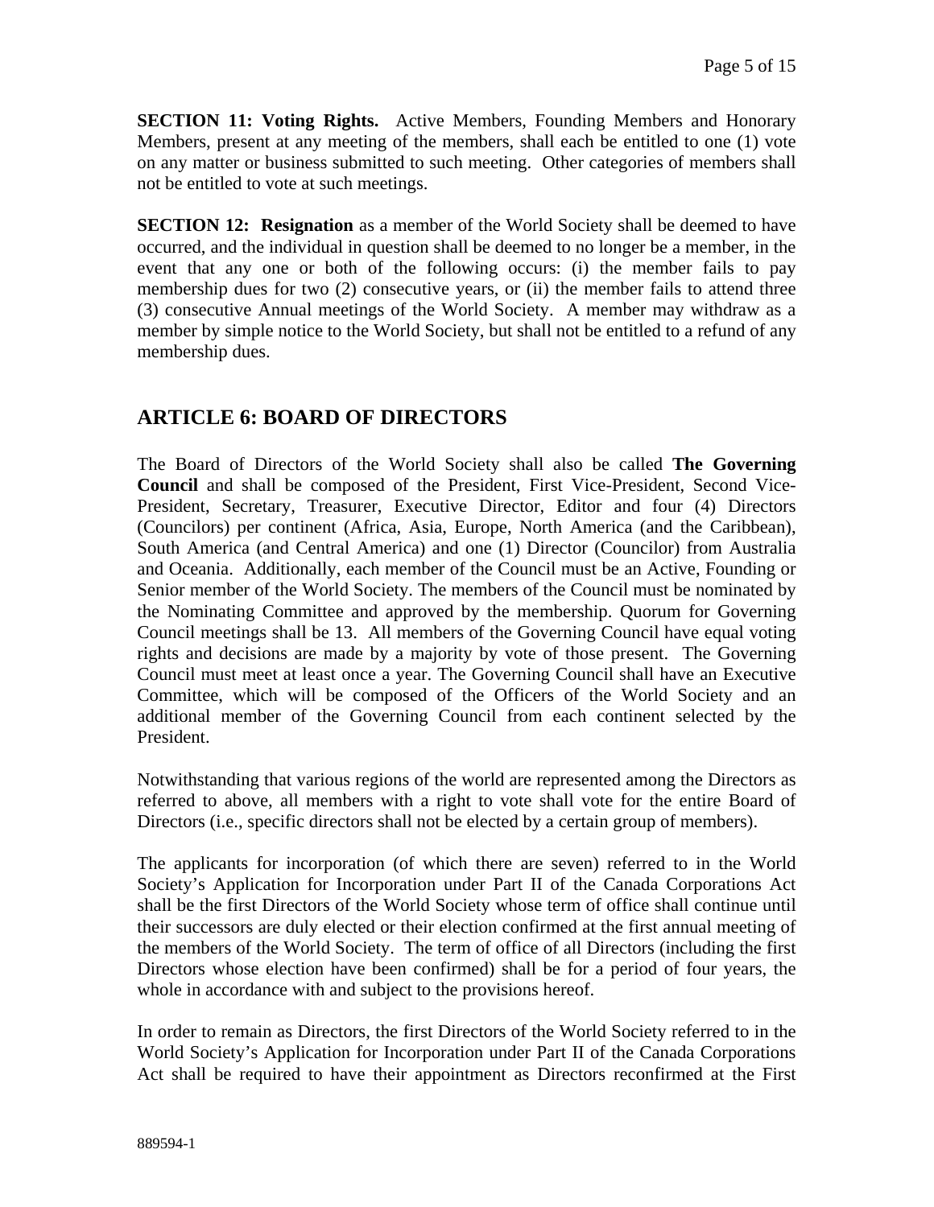**SECTION 11: Voting Rights.** Active Members, Founding Members and Honorary Members, present at any meeting of the members, shall each be entitled to one (1) vote on any matter or business submitted to such meeting. Other categories of members shall not be entitled to vote at such meetings.

**SECTION 12: Resignation** as a member of the World Society shall be deemed to have occurred, and the individual in question shall be deemed to no longer be a member, in the event that any one or both of the following occurs: (i) the member fails to pay membership dues for two (2) consecutive years, or (ii) the member fails to attend three (3) consecutive Annual meetings of the World Society. A member may withdraw as a member by simple notice to the World Society, but shall not be entitled to a refund of any membership dues.

## ARTICLE 6: BOARD OF DIRECTORS

The Board of Directors of the World Society shall also be called **The Governing Council** and shall be composed of the President, First Vice-President, Second Vice-President, Secretary, Treasurer, Executive Director, Editor and four (4) Directors (Councilors) per continent (Africa, Asia, Europe, North America (and the Caribbean), South America (and Central America) and one (1) Director (Councilor) from Australia and Oceania. Additionally, each member of the Council must be an Active, Founding or Senior member of the World Society. The members of the Council must be nominated by the Nominating Committee and approved by the membership. Quorum for Governing Council meetings shall be 13. All members of the Governing Council have equal voting rights and decisions are made by a majority by vote of those present. The Governing Council must meet at least once a year. The Governing Council shall have an Executive Committee, which will be composed of the Officers of the World Society and an additional member of the Governing Council from each continent selected by the President.

Notwithstanding that various regions of the world are represented among the Directors as referred to above, all members with a right to vote shall vote for the entire Board of Directors (i.e., specific directors shall not be elected by a certain group of members).

The applicants for incorporation (of which there are seven) referred to in the World Society's Application for Incorporation under Part II of the Canada Corporations Act shall be the first Directors of the World Society whose term of office shall continue until their successors are duly elected or their election confirmed at the first annual meeting of the members of the World Society. The term of office of all Directors (including the first Directors whose election have been confirmed) shall be for a period of four years, the whole in accordance with and subject to the provisions hereof.

In order to remain as Directors, the first Directors of the World Society referred to in the World Society's Application for Incorporation under Part II of the Canada Corporations Act shall be required to have their appointment as Directors reconfirmed at the First

889594-1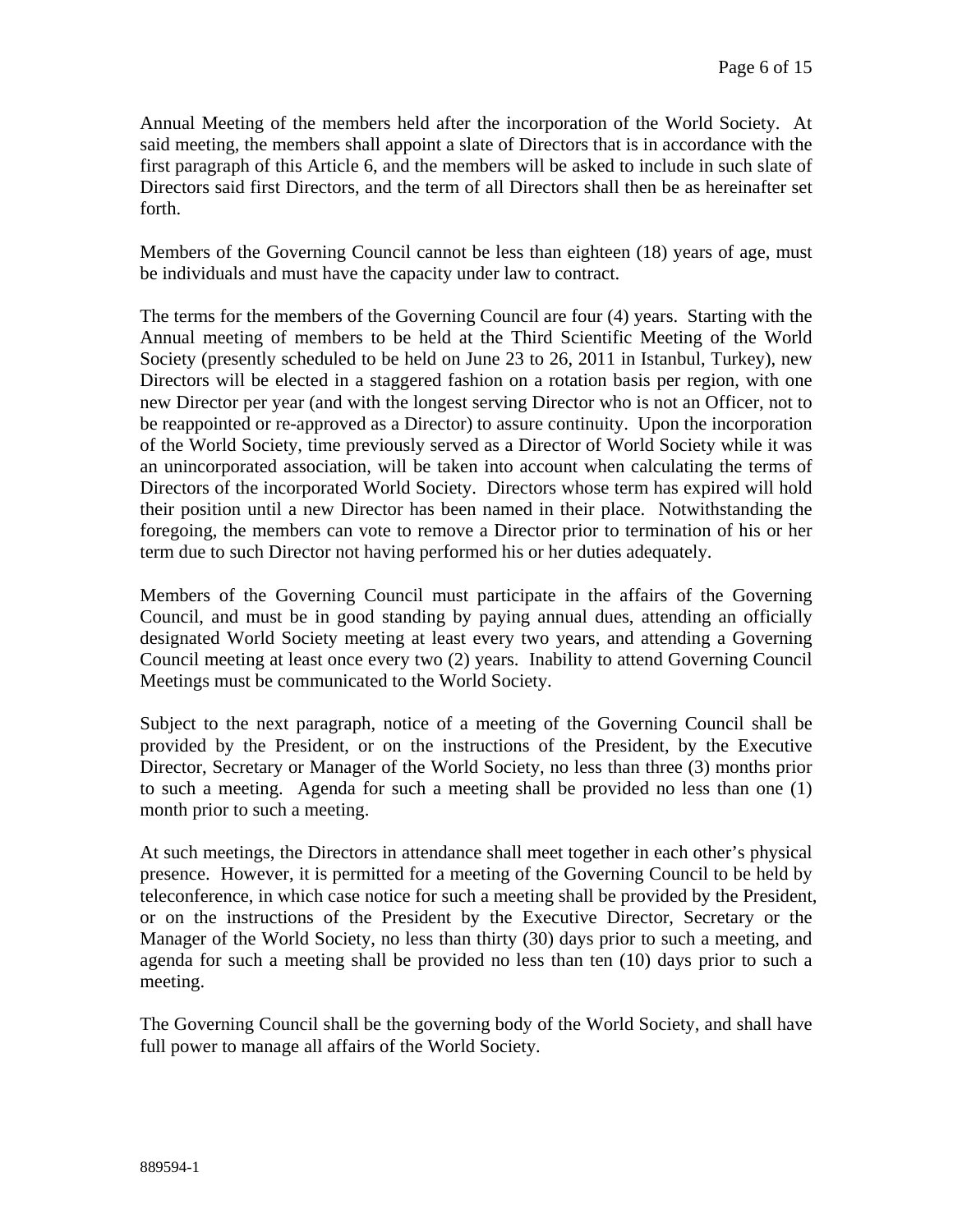Annual Meeting of the members held after the incorporation of the World Society. At said meeting, the members shall appoint a slate of Directors that is in accordance with the first paragraph of this Article 6, and the members will be asked to include in such slate of Directors said first Directors, and the term of all Directors shall then be as hereinafter set forth.

Members of the Governing Council cannot be less than eighteen (18) years of age, must be individuals and must have the capacity under law to contract.

The terms for the members of the Governing Council are four (4) years. Starting with the Annual meeting of members to be held at the Third Scientific Meeting of the World Society (presently scheduled to be held on June 23 to 26, 2011 in Istanbul, Turkey), new Directors will be elected in a staggered fashion on a rotation basis per region, with one new Director per year (and with the longest serving Director who is not an Officer, not to be reappointed or re-approved as a Director) to assure continuity. Upon the incorporation of the World Society, time previously served as a Director of World Society while it was an unincorporated association, will be taken into account when calculating the terms of Directors of the incorporated World Society. Directors whose term has expired will hold their position until a new Director has been named in their place. Notwithstanding the foregoing, the members can vote to remove a Director prior to termination of his or her term due to such Director not having performed his or her duties adequately.

Members of the Governing Council must participate in the affairs of the Governing Council, and must be in good standing by paying annual dues, attending an officially designated World Society meeting at least every two years, and attending a Governing Council meeting at least once every two (2) years. Inability to attend Governing Council Meetings must be communicated to the World Society.

Subject to the next paragraph, notice of a meeting of the Governing Council shall be provided by the President, or on the instructions of the President, by the Executive Director, Secretary or Manager of the World Society, no less than three (3) months prior to such a meeting. Agenda for such a meeting shall be provided no less than one (1) month prior to such a meeting.

At such meetings, the Directors in attendance shall meet together in each other's physical presence. However, it is permitted for a meeting of the Governing Council to be held by teleconference, in which case notice for such a meeting shall be provided by the President, or on the instructions of the President by the Executive Director, Secretary or the Manager of the World Society, no less than thirty (30) days prior to such a meeting, and agenda for such a meeting shall be provided no less than ten (10) days prior to such a meeting.

The Governing Council shall be the governing body of the World Society, and shall have full power to manage all affairs of the World Society.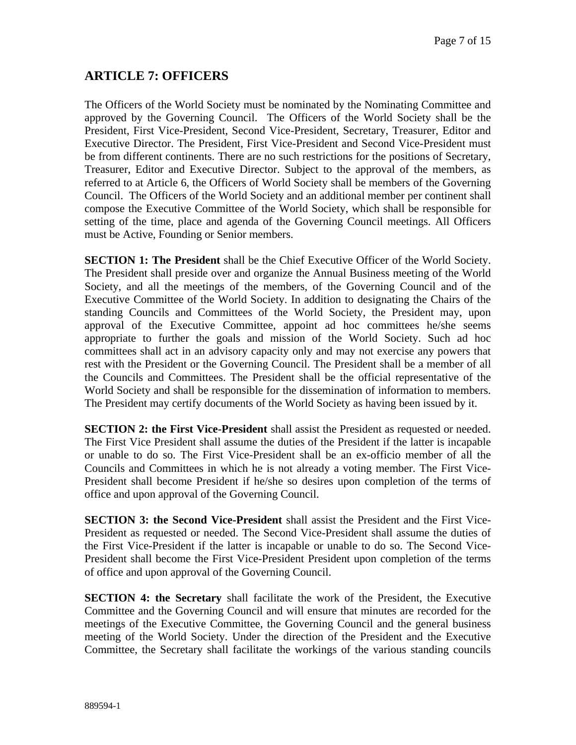## ARTICLE 7: OFFICERS

The Officers of the World Society must be nominated by the Nominating Committee and approved by the Governing Council. The Officers of the World Society shall be the President, First Vice-President, Second Vice-President, Secretary, Treasurer, Editor and Executive Director. The President, First Vice-President and Second Vice-President must be from different continents. There are no such restrictions for the positions of Secretary, Treasurer, Editor and Executive Director. Subject to the approval of the members, as referred to at Article 6, the Officers of World Society shall be members of the Governing Council. The Officers of the World Society and an additional member per continent shall compose the Executive Committee of the World Society, which shall be responsible for setting of the time, place and agenda of the Governing Council meetings. All Officers must be Active, Founding or Senior members.

**SECTION 1: The President** shall be the Chief Executive Officer of the World Society. The President shall preside over and organize the Annual Business meeting of the World Society, and all the meetings of the members, of the Governing Council and of the Executive Committee of the World Society. In addition to designating the Chairs of the standing Councils and Committees of the World Society, the President may, upon approval of the Executive Committee, appoint ad hoc committees he/she seems appropriate to further the goals and mission of the World Society. Such ad hoc committees shall act in an advisory capacity only and may not exercise any powers that rest with the President or the Governing Council. The President shall be a member of all the Councils and Committees. The President shall be the official representative of the World Society and shall be responsible for the dissemination of information to members. The President may certify documents of the World Society as having been issued by it.

**SECTION 2: the First Vice-President** shall assist the President as requested or needed. The First Vice President shall assume the duties of the President if the latter is incapable or unable to do so. The First Vice-President shall be an ex-officio member of all the Councils and Committees in which he is not already a voting member. The First Vice-President shall become President if he/she so desires upon completion of the terms of office and upon approval of the Governing Council.

**SECTION 3: the Second Vice-President** shall assist the President and the First Vice-President as requested or needed. The Second Vice-President shall assume the duties of the First Vice-President if the latter is incapable or unable to do so. The Second Vice-President shall become the First Vice-President President upon completion of the terms of office and upon approval of the Governing Council.

**SECTION 4: the Secretary** shall facilitate the work of the President, the Executive Committee and the Governing Council and will ensure that minutes are recorded for the meetings of the Executive Committee, the Governing Council and the general business meeting of the World Society. Under the direction of the President and the Executive Committee, the Secretary shall facilitate the workings of the various standing councils

889594-1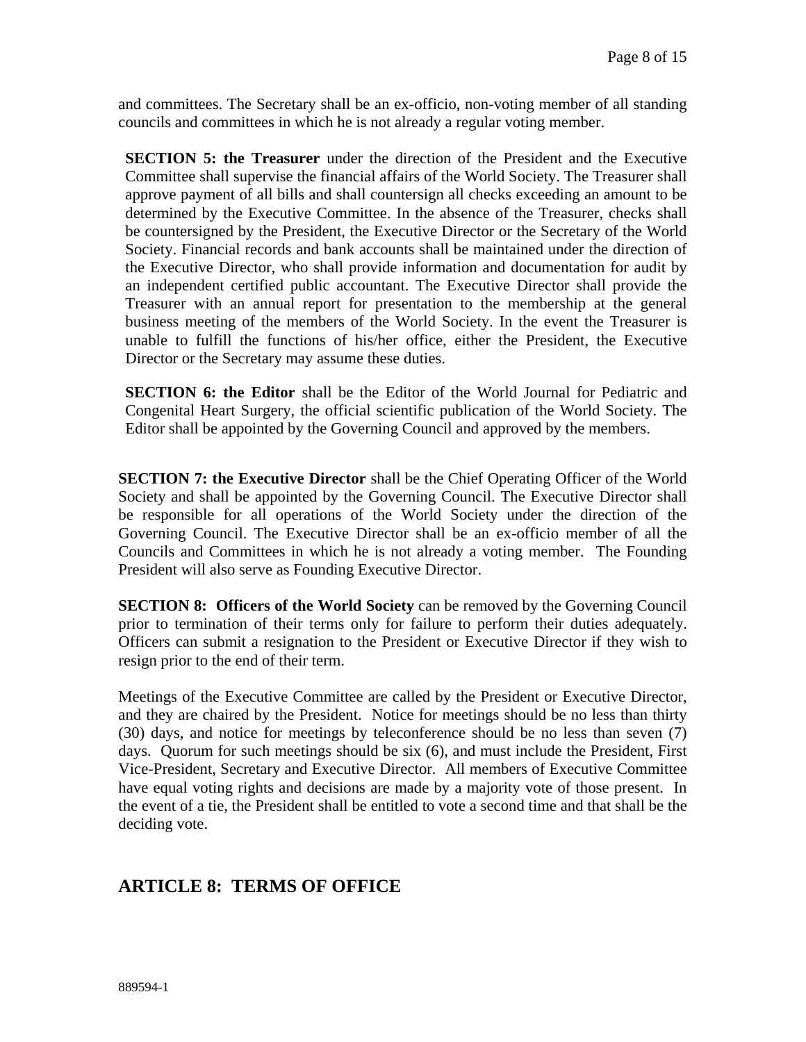and committees. The Secretary shall be an ex-officio, non-voting member of all standing councils and committees in which he is not already a regular voting member.

**SECTION 5: the Treasurer** under the direction of the President and the Executive Committee shall supervise the financial affairs of the World Society. The Treasurer shall approve payment of all bills and shall countersign all checks exceeding an amount to be determined by the Executive Committee. In the absence of the Treasurer, checks shall be countersigned by the President, the Executive Director or the Secretary of the World Society. Financial records and bank accounts shall be maintained under the direction of the Executive Director, who shall provide information and documentation for audit by an independent certified public accountant. The Executive Director shall provide the Treasurer with an annual report for presentation to the membership at the general business meeting of the members of the World Society. In the event the Treasurer is unable to fulfill the functions of his/her office, either the President, the Executive Director or the Secretary may assume these duties.

**SECTION 6: the Editor** shall be the Editor of the World Journal for Pediatric and Congenital Heart Surgery, the official scientific publication of the World Society. The Editor shall be appointed by the Governing Council and approved by the members.

**SECTION 7: the Executive Director** shall be the Chief Operating Officer of the World Society and shall be appointed by the Governing Council. The Executive Director shall be responsible for all operations of the World Society under the direction of the Governing Council. The Executive Director shall be an ex-officio member of all the Councils and Committees in which he is not already a voting member. The Founding President will also serve as Founding Executive Director.

**SECTION 8: Officers of the World Society** can be removed by the Governing Council prior to termination of their terms only for failure to perform their duties adequately. Officers can submit a resignation to the President or Executive Director if they wish to resign prior to the end of their term.

Meetings of the Executive Committee are called by the President or Executive Director, and they are chaired by the President. Notice for meetings should be no less than thirty (30) days, and notice for meetings by teleconference should be no less than seven (7) days. Quorum for such meetings should be six (6), and must include the President, First Vice-President, Secretary and Executive Director. All members of Executive Committee have equal voting rights and decisions are made by a majority vote of those present. In the event of a tie, the President shall be entitled to vote a second time and that shall be the deciding vote.

## ARTICLE 8: TERMS OF OFFICE

889594-1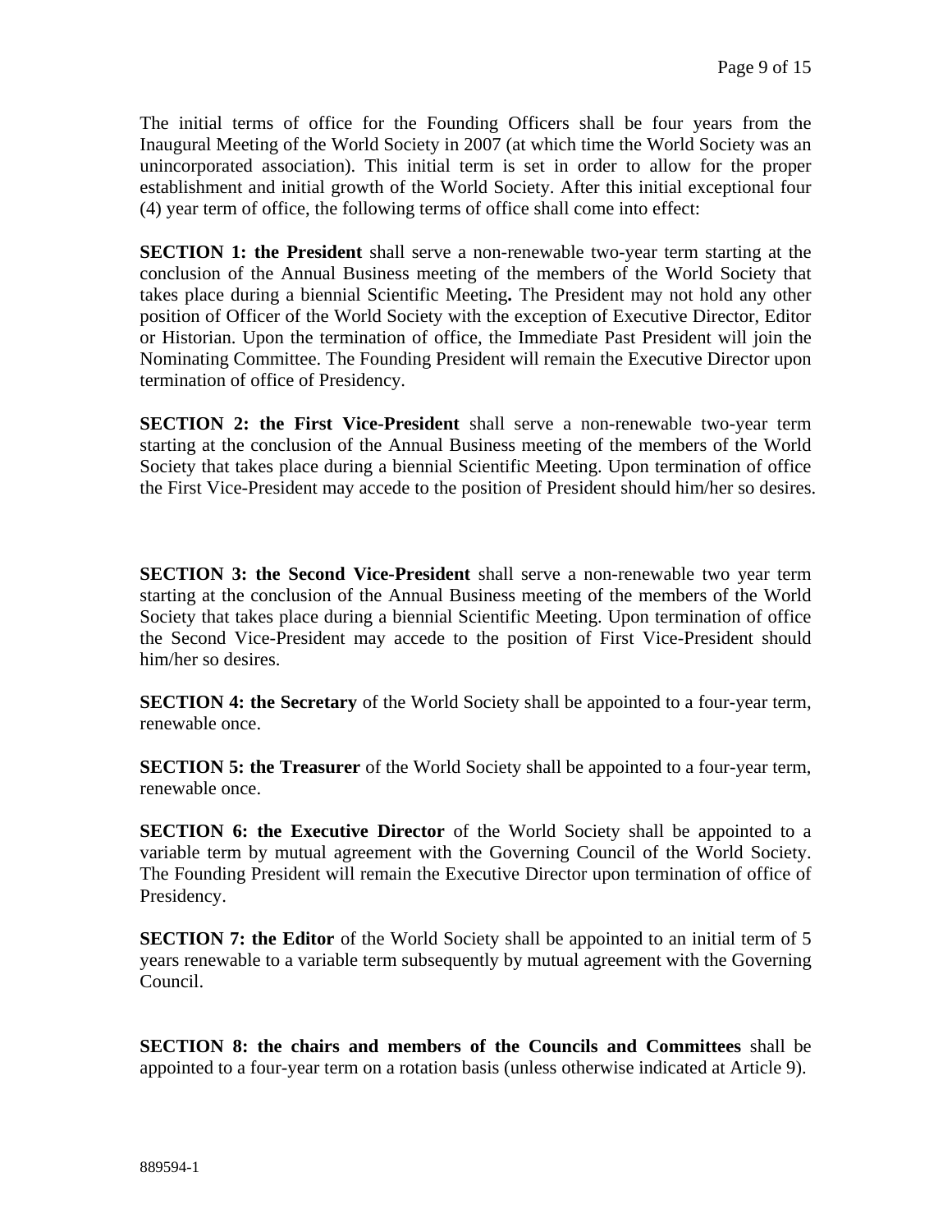The initial terms of office for the Founding Officers shall be four years from the Inaugural Meeting of the World Society in 2007 (at which time the World Society was an unincorporated association). This initial term is set in order to allow for the proper establishment and initial growth of the World Society. After this initial exceptional four (4) year term of office, the following terms of office shall come into effect:

**SECTION 1: the President** shall serve a non-renewable two-year term starting at the conclusion of the Annual Business meeting of the members of the World Society that takes place during a biennial Scientific Meeting**.** The President may not hold any other position of Officer of the World Society with the exception of Executive Director, Editor or Historian. Upon the termination of office, the Immediate Past President will join the Nominating Committee. The Founding President will remain the Executive Director upon termination of office of Presidency.

**SECTION 2: the First Vice-President** shall serve a non-renewable two-year term starting at the conclusion of the Annual Business meeting of the members of the World Society that takes place during a biennial Scientific Meeting. Upon termination of office the First Vice-President may accede to the position of President should him/her so desires.

**SECTION 3: the Second Vice-President** shall serve a non-renewable two year term starting at the conclusion of the Annual Business meeting of the members of the World Society that takes place during a biennial Scientific Meeting. Upon termination of office the Second Vice-President may accede to the position of First Vice-President should him/her so desires.

**SECTION 4: the Secretary** of the World Society shall be appointed to a four-year term, renewable once.

**SECTION 5: the Treasurer** of the World Society shall be appointed to a four-year term, renewable once.

**SECTION 6: the Executive Director** of the World Society shall be appointed to a variable term by mutual agreement with the Governing Council of the World Society. The Founding President will remain the Executive Director upon termination of office of Presidency.

**SECTION 7: the Editor** of the World Society shall be appointed to an initial term of 5 years renewable to a variable term subsequently by mutual agreement with the Governing Council.

**SECTION 8: the chairs and members of the Councils and Committees** shall be appointed to a four-year term on a rotation basis (unless otherwise indicated at Article 9).

889594-1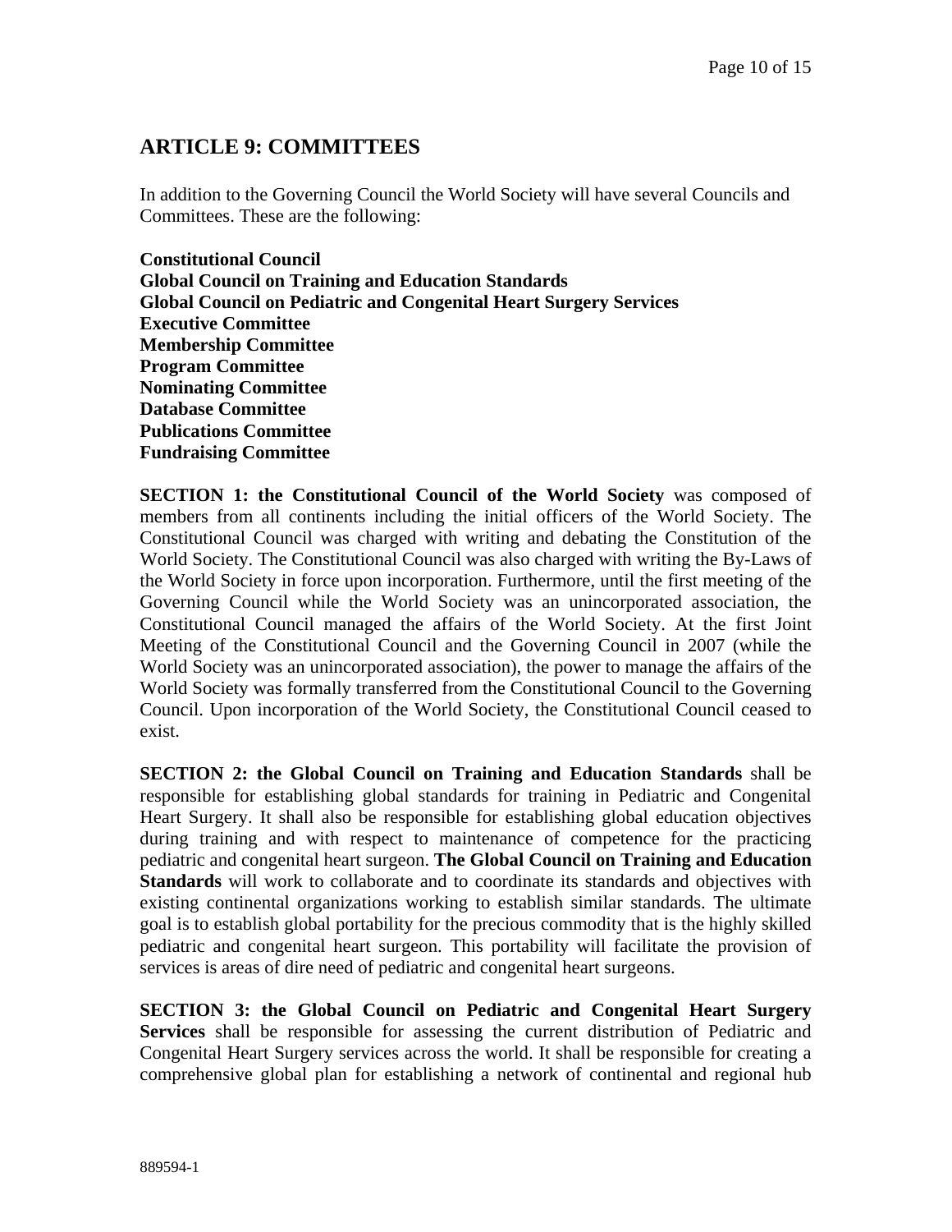## ARTICLE 9: COMMITTEES

In addition to the Governing Council the World Society will have several Councils and Committees. These are the following:

**Constitutional Council**
**Global Council on Training and Education Standards**
**Global Council on Pediatric and Congenital Heart Surgery Services**
**Executive Committee**
**Membership Committee**
**Program Committee**
**Nominating Committee**
**Database Committee**
**Publications Committee**
**Fundraising Committee**

**SECTION 1: the Constitutional Council of the World Society** was composed of members from all continents including the initial officers of the World Society. The Constitutional Council was charged with writing and debating the Constitution of the World Society. The Constitutional Council was also charged with writing the By-Laws of the World Society in force upon incorporation. Furthermore, until the first meeting of the Governing Council while the World Society was an unincorporated association, the Constitutional Council managed the affairs of the World Society. At the first Joint Meeting of the Constitutional Council and the Governing Council in 2007 (while the World Society was an unincorporated association), the power to manage the affairs of the World Society was formally transferred from the Constitutional Council to the Governing Council. Upon incorporation of the World Society, the Constitutional Council ceased to exist.

**SECTION 2: the Global Council on Training and Education Standards** shall be responsible for establishing global standards for training in Pediatric and Congenital Heart Surgery. It shall also be responsible for establishing global education objectives during training and with respect to maintenance of competence for the practicing pediatric and congenital heart surgeon. **The Global Council on Training and Education Standards** will work to collaborate and to coordinate its standards and objectives with existing continental organizations working to establish similar standards. The ultimate goal is to establish global portability for the precious commodity that is the highly skilled pediatric and congenital heart surgeon. This portability will facilitate the provision of services is areas of dire need of pediatric and congenital heart surgeons.

**SECTION 3: the Global Council on Pediatric and Congenital Heart Surgery Services** shall be responsible for assessing the current distribution of Pediatric and Congenital Heart Surgery services across the world. It shall be responsible for creating a comprehensive global plan for establishing a network of continental and regional hub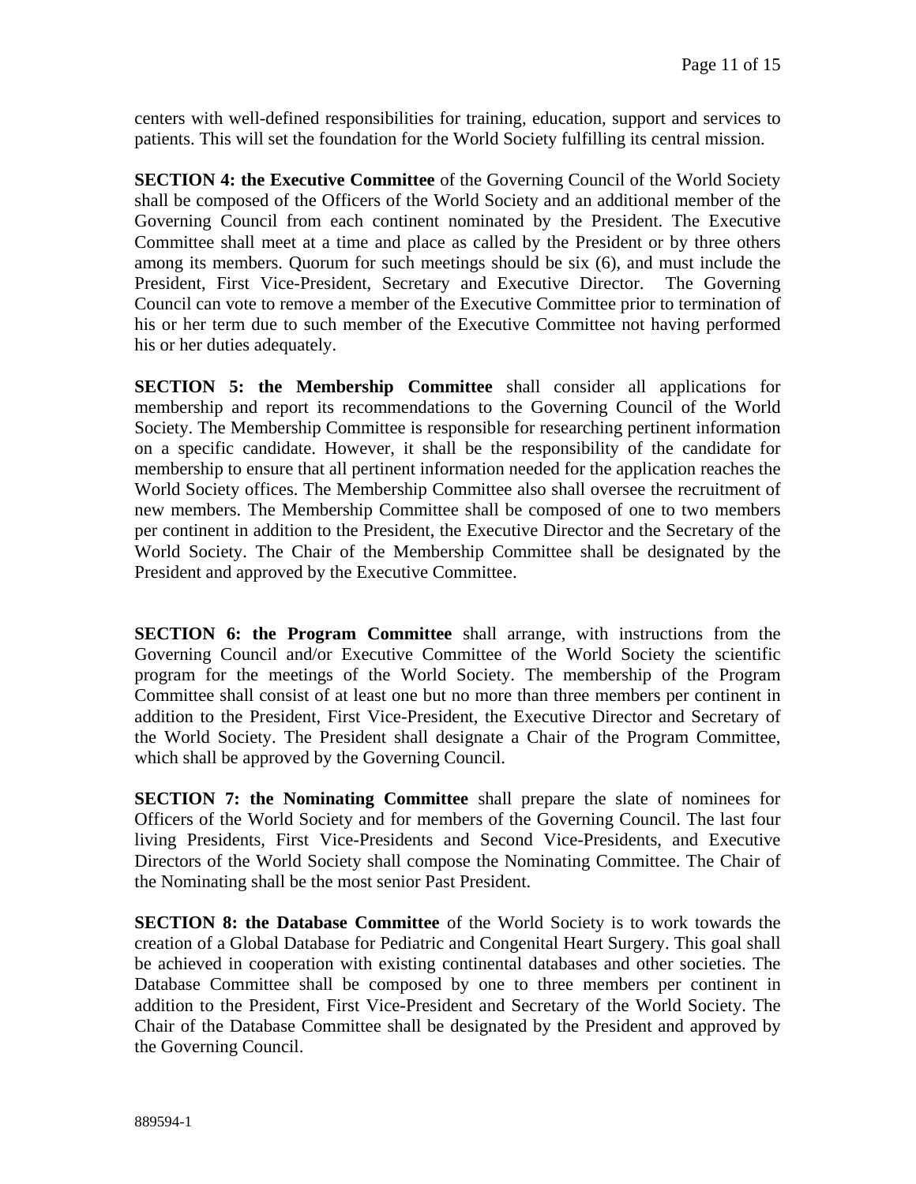centers with well-defined responsibilities for training, education, support and services to patients. This will set the foundation for the World Society fulfilling its central mission.

**SECTION 4: the Executive Committee** of the Governing Council of the World Society shall be composed of the Officers of the World Society and an additional member of the Governing Council from each continent nominated by the President. The Executive Committee shall meet at a time and place as called by the President or by three others among its members. Quorum for such meetings should be six (6), and must include the President, First Vice-President, Secretary and Executive Director. The Governing Council can vote to remove a member of the Executive Committee prior to termination of his or her term due to such member of the Executive Committee not having performed his or her duties adequately.

**SECTION 5: the Membership Committee** shall consider all applications for membership and report its recommendations to the Governing Council of the World Society. The Membership Committee is responsible for researching pertinent information on a specific candidate. However, it shall be the responsibility of the candidate for membership to ensure that all pertinent information needed for the application reaches the World Society offices. The Membership Committee also shall oversee the recruitment of new members. The Membership Committee shall be composed of one to two members per continent in addition to the President, the Executive Director and the Secretary of the World Society. The Chair of the Membership Committee shall be designated by the President and approved by the Executive Committee.

**SECTION 6: the Program Committee** shall arrange, with instructions from the Governing Council and/or Executive Committee of the World Society the scientific program for the meetings of the World Society. The membership of the Program Committee shall consist of at least one but no more than three members per continent in addition to the President, First Vice-President, the Executive Director and Secretary of the World Society. The President shall designate a Chair of the Program Committee, which shall be approved by the Governing Council.

**SECTION 7: the Nominating Committee** shall prepare the slate of nominees for Officers of the World Society and for members of the Governing Council. The last four living Presidents, First Vice-Presidents and Second Vice-Presidents, and Executive Directors of the World Society shall compose the Nominating Committee. The Chair of the Nominating shall be the most senior Past President.

**SECTION 8: the Database Committee** of the World Society is to work towards the creation of a Global Database for Pediatric and Congenital Heart Surgery. This goal shall be achieved in cooperation with existing continental databases and other societies. The Database Committee shall be composed by one to three members per continent in addition to the President, First Vice-President and Secretary of the World Society. The Chair of the Database Committee shall be designated by the President and approved by the Governing Council.

889594-1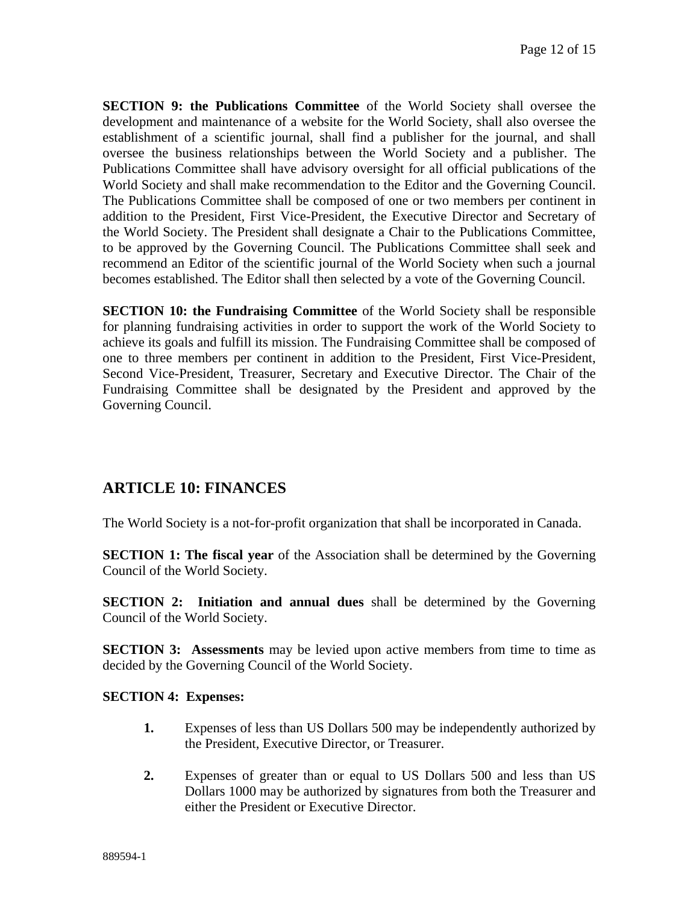**SECTION 9: the Publications Committee** of the World Society shall oversee the development and maintenance of a website for the World Society, shall also oversee the establishment of a scientific journal, shall find a publisher for the journal, and shall oversee the business relationships between the World Society and a publisher. The Publications Committee shall have advisory oversight for all official publications of the World Society and shall make recommendation to the Editor and the Governing Council. The Publications Committee shall be composed of one or two members per continent in addition to the President, First Vice-President, the Executive Director and Secretary of the World Society. The President shall designate a Chair to the Publications Committee, to be approved by the Governing Council. The Publications Committee shall seek and recommend an Editor of the scientific journal of the World Society when such a journal becomes established. The Editor shall then selected by a vote of the Governing Council.

**SECTION 10: the Fundraising Committee** of the World Society shall be responsible for planning fundraising activities in order to support the work of the World Society to achieve its goals and fulfill its mission. The Fundraising Committee shall be composed of one to three members per continent in addition to the President, First Vice-President, Second Vice-President, Treasurer, Secretary and Executive Director. The Chair of the Fundraising Committee shall be designated by the President and approved by the Governing Council.

## ARTICLE 10: FINANCES

The World Society is a not-for-profit organization that shall be incorporated in Canada.

**SECTION 1: The fiscal year** of the Association shall be determined by the Governing Council of the World Society.

**SECTION 2: Initiation and annual dues** shall be determined by the Governing Council of the World Society.

**SECTION 3: Assessments** may be levied upon active members from time to time as decided by the Governing Council of the World Society.

**SECTION 4: Expenses:**

1. Expenses of less than US Dollars 500 may be independently authorized by the President, Executive Director, or Treasurer.

2. Expenses of greater than or equal to US Dollars 500 and less than US Dollars 1000 may be authorized by signatures from both the Treasurer and either the President or Executive Director.

889594-1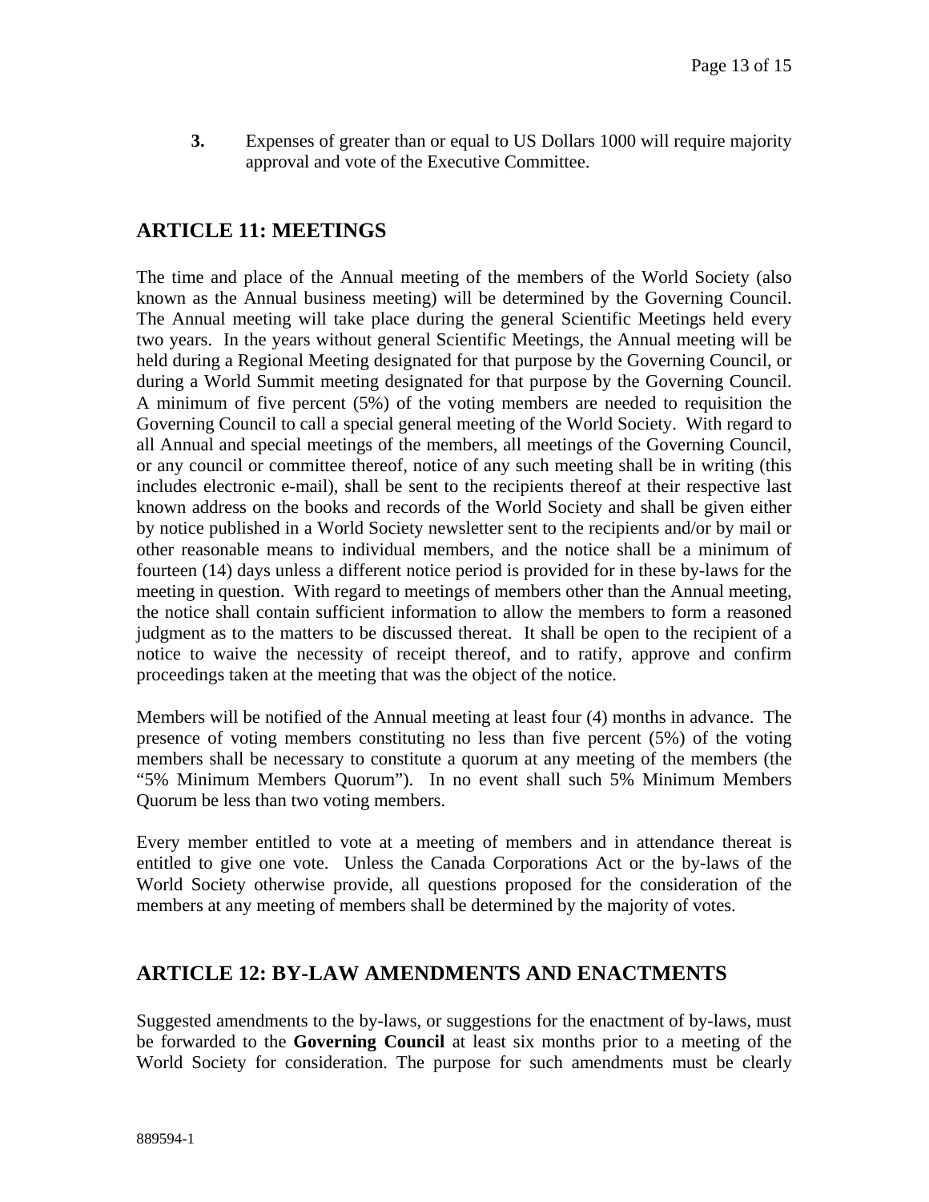**3.** Expenses of greater than or equal to US Dollars 1000 will require majority approval and vote of the Executive Committee.

## ARTICLE 11: MEETINGS

The time and place of the Annual meeting of the members of the World Society (also known as the Annual business meeting) will be determined by the Governing Council. The Annual meeting will take place during the general Scientific Meetings held every two years. In the years without general Scientific Meetings, the Annual meeting will be held during a Regional Meeting designated for that purpose by the Governing Council, or during a World Summit meeting designated for that purpose by the Governing Council. A minimum of five percent (5%) of the voting members are needed to requisition the Governing Council to call a special general meeting of the World Society. With regard to all Annual and special meetings of the members, all meetings of the Governing Council, or any council or committee thereof, notice of any such meeting shall be in writing (this includes electronic e-mail), shall be sent to the recipients thereof at their respective last known address on the books and records of the World Society and shall be given either by notice published in a World Society newsletter sent to the recipients and/or by mail or other reasonable means to individual members, and the notice shall be a minimum of fourteen (14) days unless a different notice period is provided for in these by-laws for the meeting in question. With regard to meetings of members other than the Annual meeting, the notice shall contain sufficient information to allow the members to form a reasoned judgment as to the matters to be discussed thereat. It shall be open to the recipient of a notice to waive the necessity of receipt thereof, and to ratify, approve and confirm proceedings taken at the meeting that was the object of the notice.

Members will be notified of the Annual meeting at least four (4) months in advance. The presence of voting members constituting no less than five percent (5%) of the voting members shall be necessary to constitute a quorum at any meeting of the members (the "5% Minimum Members Quorum"). In no event shall such 5% Minimum Members Quorum be less than two voting members.

Every member entitled to vote at a meeting of members and in attendance thereat is entitled to give one vote. Unless the Canada Corporations Act or the by-laws of the World Society otherwise provide, all questions proposed for the consideration of the members at any meeting of members shall be determined by the majority of votes.

## ARTICLE 12: BY-LAW AMENDMENTS AND ENACTMENTS

Suggested amendments to the by-laws, or suggestions for the enactment of by-laws, must be forwarded to the **Governing Council** at least six months prior to a meeting of the World Society for consideration. The purpose for such amendments must be clearly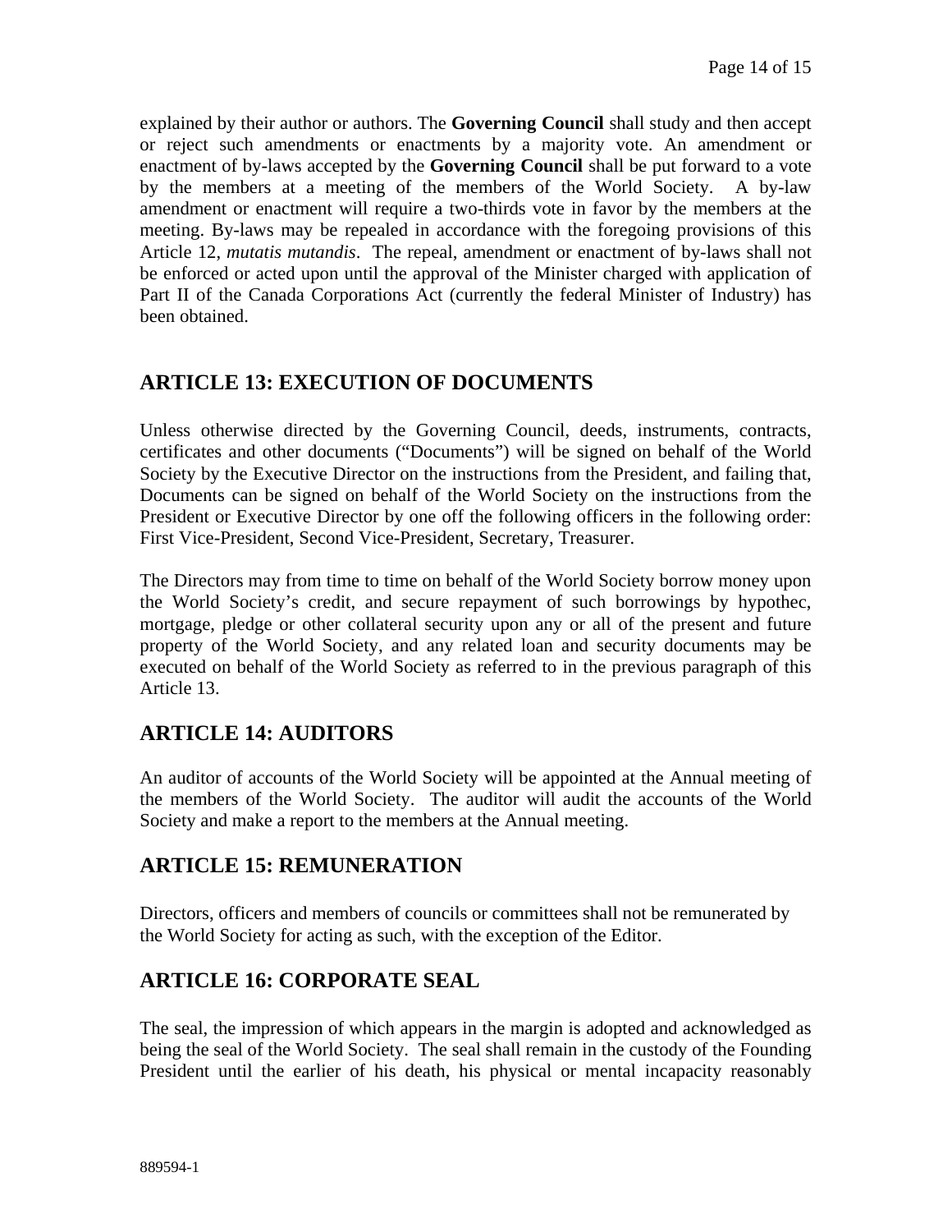explained by their author or authors. The **Governing Council** shall study and then accept or reject such amendments or enactments by a majority vote. An amendment or enactment of by-laws accepted by the **Governing Council** shall be put forward to a vote by the members at a meeting of the members of the World Society. A by-law amendment or enactment will require a two-thirds vote in favor by the members at the meeting. By-laws may be repealed in accordance with the foregoing provisions of this Article 12, *mutatis mutandis*. The repeal, amendment or enactment of by-laws shall not be enforced or acted upon until the approval of the Minister charged with application of Part II of the Canada Corporations Act (currently the federal Minister of Industry) has been obtained.

## ARTICLE 13: EXECUTION OF DOCUMENTS

Unless otherwise directed by the Governing Council, deeds, instruments, contracts, certificates and other documents ("Documents") will be signed on behalf of the World Society by the Executive Director on the instructions from the President, and failing that, Documents can be signed on behalf of the World Society on the instructions from the President or Executive Director by one off the following officers in the following order: First Vice-President, Second Vice-President, Secretary, Treasurer.

The Directors may from time to time on behalf of the World Society borrow money upon the World Society's credit, and secure repayment of such borrowings by hypothec, mortgage, pledge or other collateral security upon any or all of the present and future property of the World Society, and any related loan and security documents may be executed on behalf of the World Society as referred to in the previous paragraph of this Article 13.

## ARTICLE 14: AUDITORS

An auditor of accounts of the World Society will be appointed at the Annual meeting of the members of the World Society. The auditor will audit the accounts of the World Society and make a report to the members at the Annual meeting.

## ARTICLE 15: REMUNERATION

Directors, officers and members of councils or committees shall not be remunerated by the World Society for acting as such, with the exception of the Editor.

## ARTICLE 16: CORPORATE SEAL

The seal, the impression of which appears in the margin is adopted and acknowledged as being the seal of the World Society. The seal shall remain in the custody of the Founding President until the earlier of his death, his physical or mental incapacity reasonably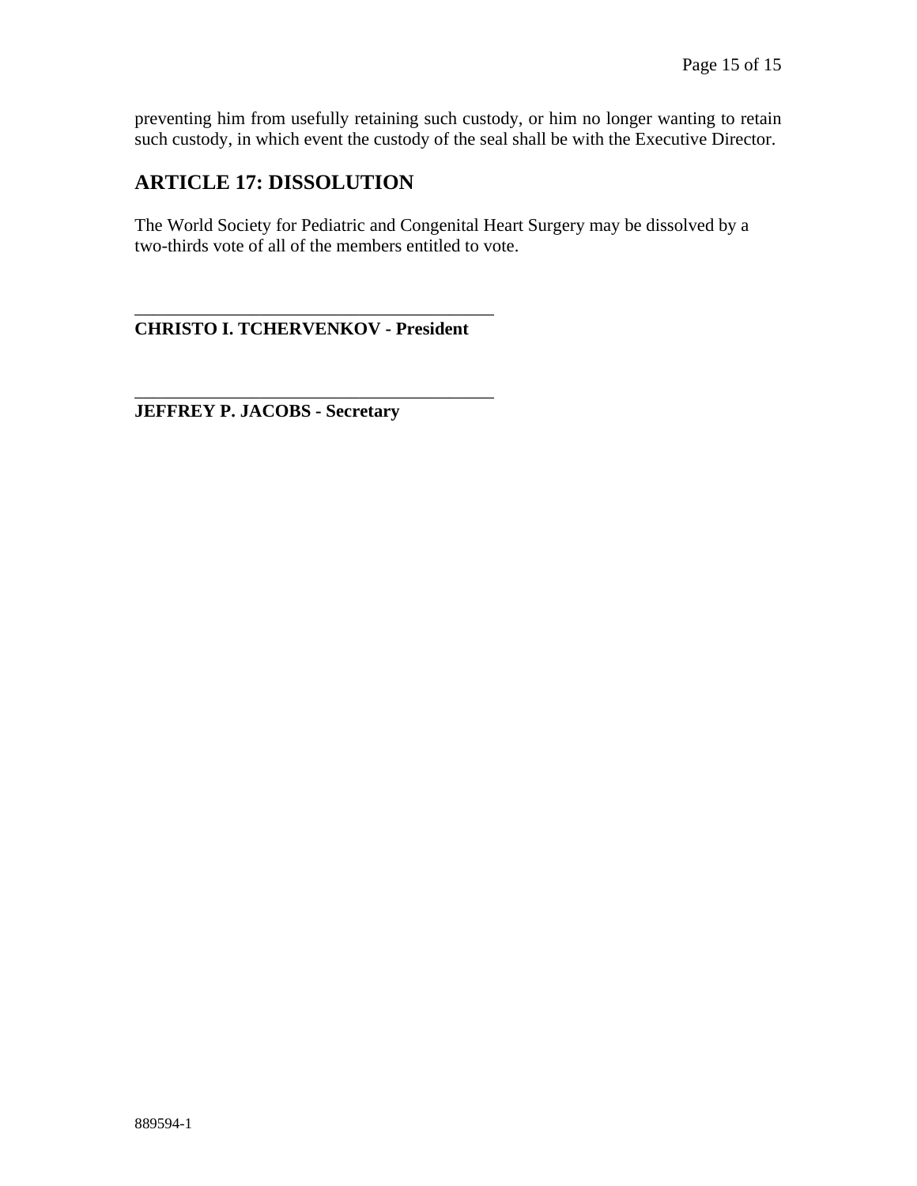preventing him from usefully retaining such custody, or him no longer wanting to retain such custody, in which event the custody of the seal shall be with the Executive Director.

## ARTICLE 17: DISSOLUTION

The World Society for Pediatric and Congenital Heart Surgery may be dissolved by a two-thirds vote of all of the members entitled to vote.

\_\_\_\_\_\_\_\_\_\_\_\_\_\_\_\_\_\_\_\_\_\_\_\_\_\_\_\_\_\_\_\_\_\_\_\_\_\_\_\_

**CHRISTO I. TCHERVENKOV - President**

\_\_\_\_\_\_\_\_\_\_\_\_\_\_\_\_\_\_\_\_\_\_\_\_\_\_\_\_\_\_\_\_\_\_\_\_\_\_\_\_

**JEFFREY P. JACOBS - Secretary**

889594-1